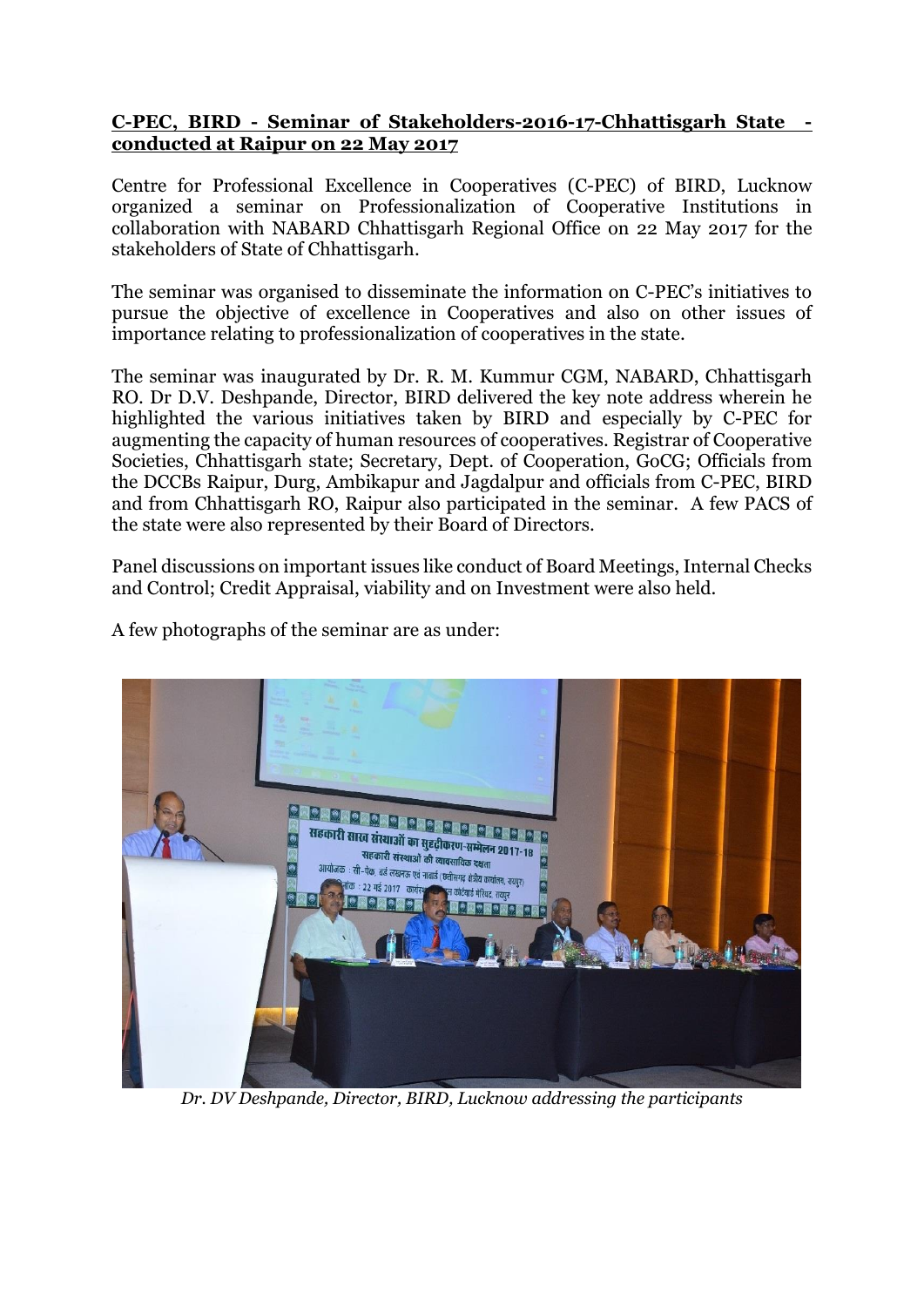**C-PEC, BIRD - Seminar of Stakeholders-2016-17-Chhattisgarh State - conducted at Raipur on 22 May 2017**

Centre for Professional Excellence in Cooperatives (C-PEC) of BIRD, Lucknow organized a seminar on Professionalization of Cooperative Institutions in collaboration with NABARD Chhattisgarh Regional Office on 22 May 2017 for the stakeholders of State of Chhattisgarh.

The seminar was organised to disseminate the information on C-PEC's initiatives to pursue the objective of excellence in Cooperatives and also on other issues of importance relating to professionalization of cooperatives in the state.

The seminar was inaugurated by Dr. R. M. Kummur CGM, NABARD, Chhattisgarh RO. Dr D.V. Deshpande, Director, BIRD delivered the key note address wherein he highlighted the various initiatives taken by BIRD and especially by C-PEC for augmenting the capacity of human resources of cooperatives. Registrar of Cooperative Societies, Chhattisgarh state; Secretary, Dept. of Cooperation, GoCG; Officials from the DCCBs Raipur, Durg, Ambikapur and Jagdalpur and officials from C-PEC, BIRD and from Chhattisgarh RO, Raipur also participated in the seminar. A few PACS of the state were also represented by their Board of Directors.

Panel discussions on important issues like conduct of Board Meetings, Internal Checks and Control; Credit Appraisal, viability and on Investment were also held.

A few photographs of the seminar are as under:

*Dr. DV Deshpande, Director, BIRD, Lucknow addressing the participants*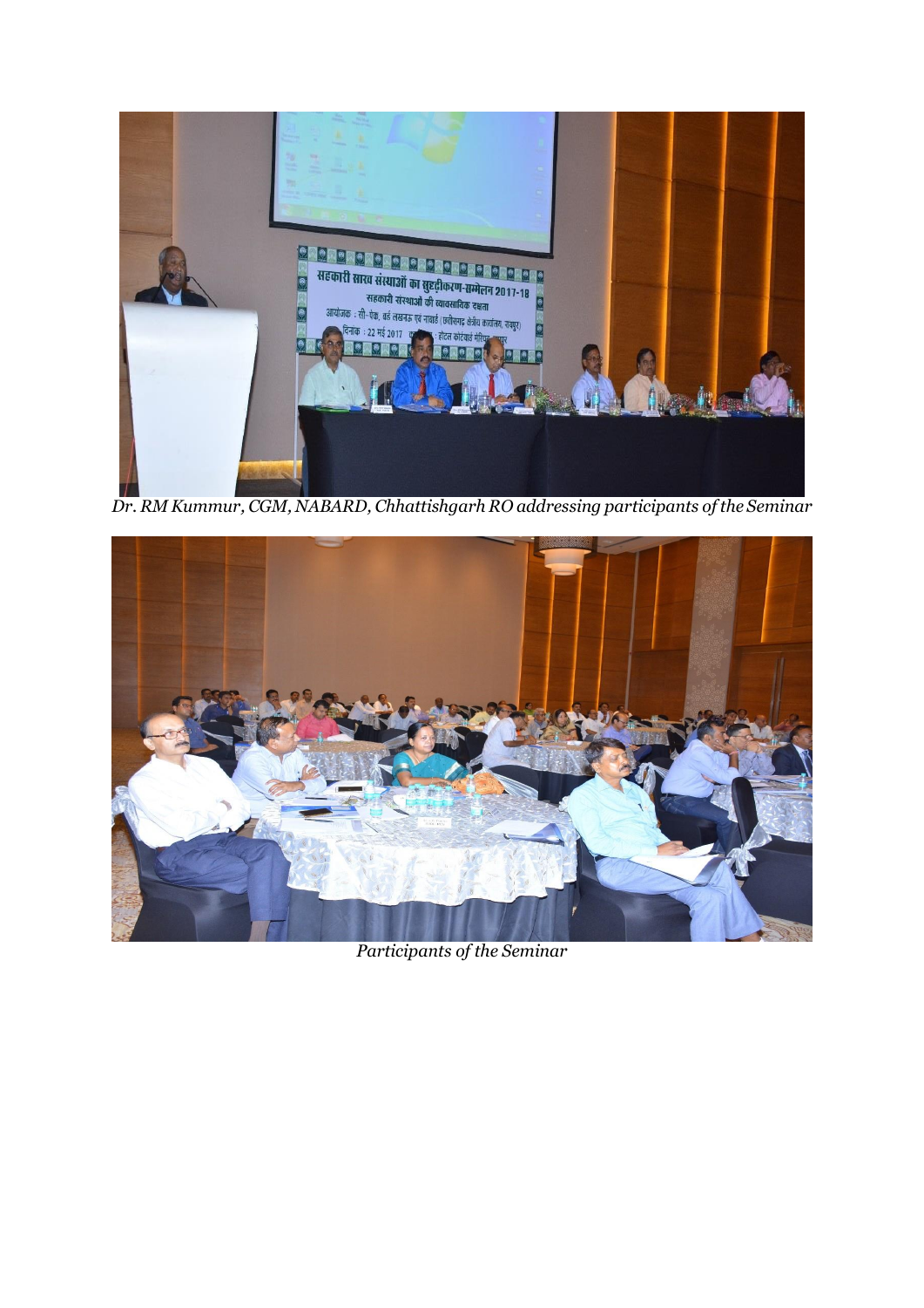*Dr. RM Kummur, CGM, NABARD, Chhattishgarh RO addressing participants of the Seminar*

*Participants of the Seminar*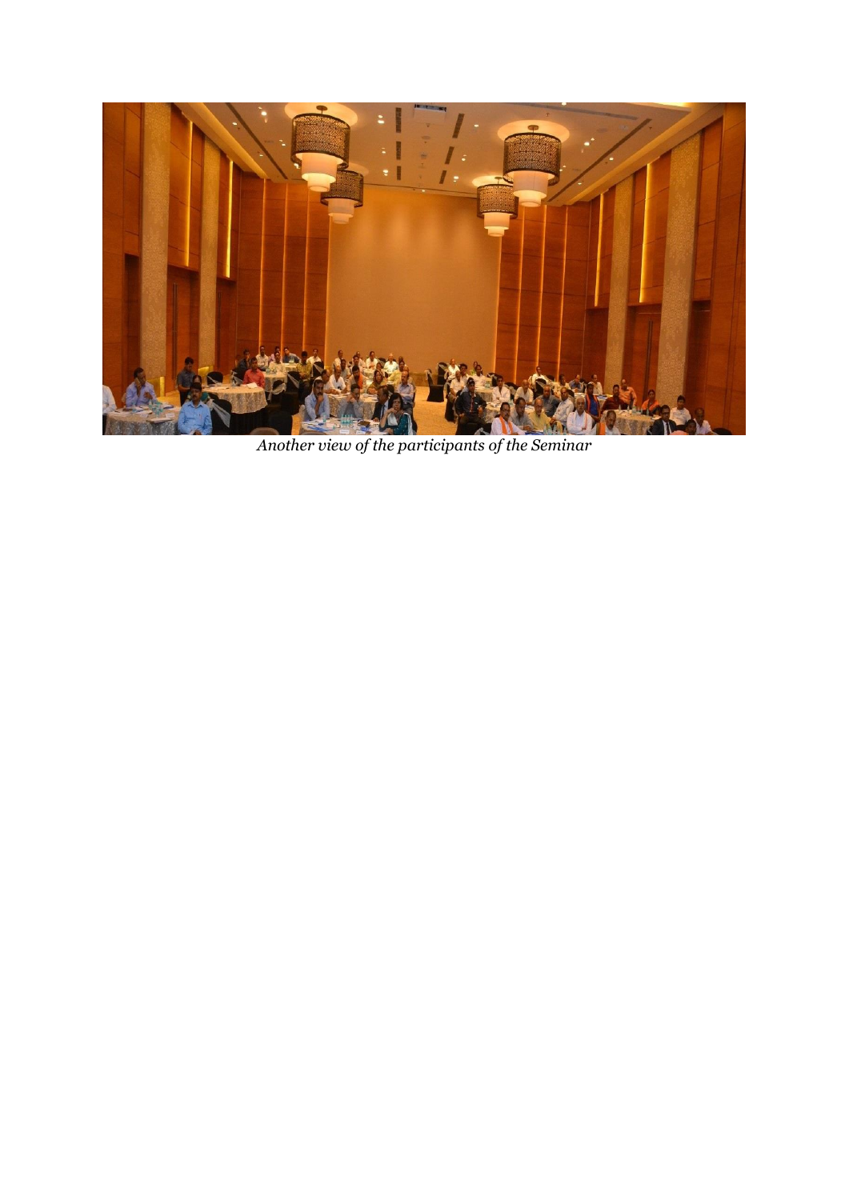*Another view of the participants of the Seminar*